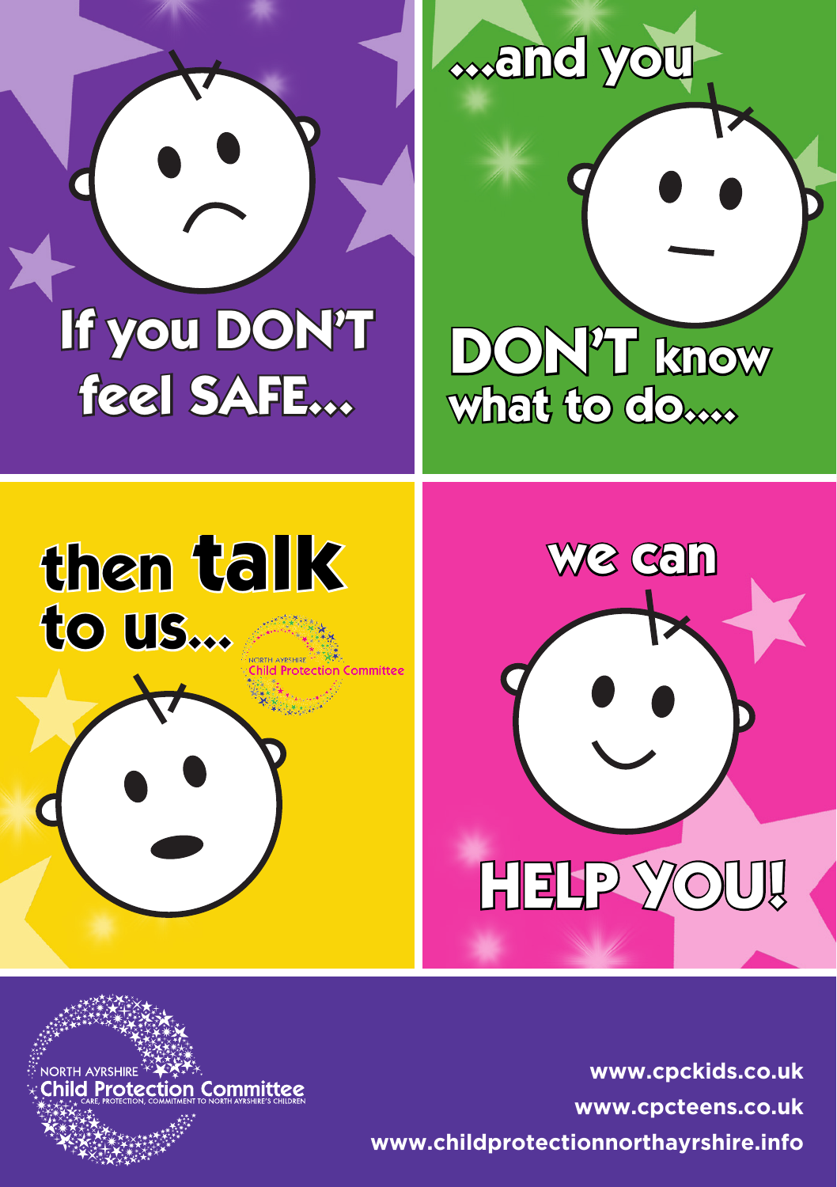# If you DON'T feel SAFE...

# ...and you DON'T know what to do....

# then talk to us...

NORTH AYRSHIRE Child Protection Committee

# we can HELP YOU!

NORTH AYRSHIRE Child Protection Committee
CARE, PROTECTION, COMMITMENT TO NORTH AYRSHIRE'S CHILDREN

**www.cpckids.co.uk**
**www.cpcteens.co.uk**
**www.childprotectionnorthayrshire.info**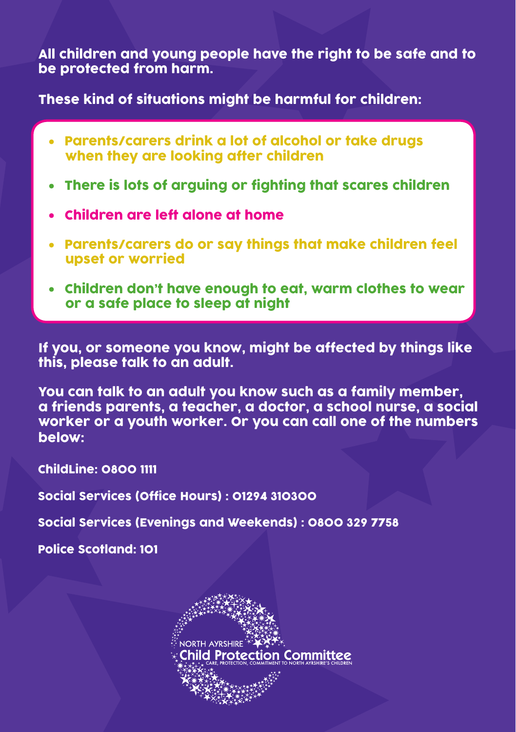All children and young people have the right to be safe and to be protected from harm.

These kind of situations might be harmful for children:

- Parents/carers drink a lot of alcohol or take drugs when they are looking after children
- There is lots of arguing or fighting that scares children
- Children are left alone at home
- Parents/carers do or say things that make children feel upset or worried
- Children don't have enough to eat, warm clothes to wear or a safe place to sleep at night

If you, or someone you know, might be affected by things like this, please talk to an adult.

You can talk to an adult you know such as a family member, a friends parents, a teacher, a doctor, a school nurse, a social worker or a youth worker. Or you can call one of the numbers below:

ChildLine: 0800 1111

Social Services (Office Hours) : 01294 310300

Social Services (Evenings and Weekends) : 0800 329 7758

Police Scotland: 101

NORTH AYRSHIRE
Child Protection Committee
CARE, PROTECTION, COMMITMENT TO NORTH AYRSHIRE'S CHILDREN